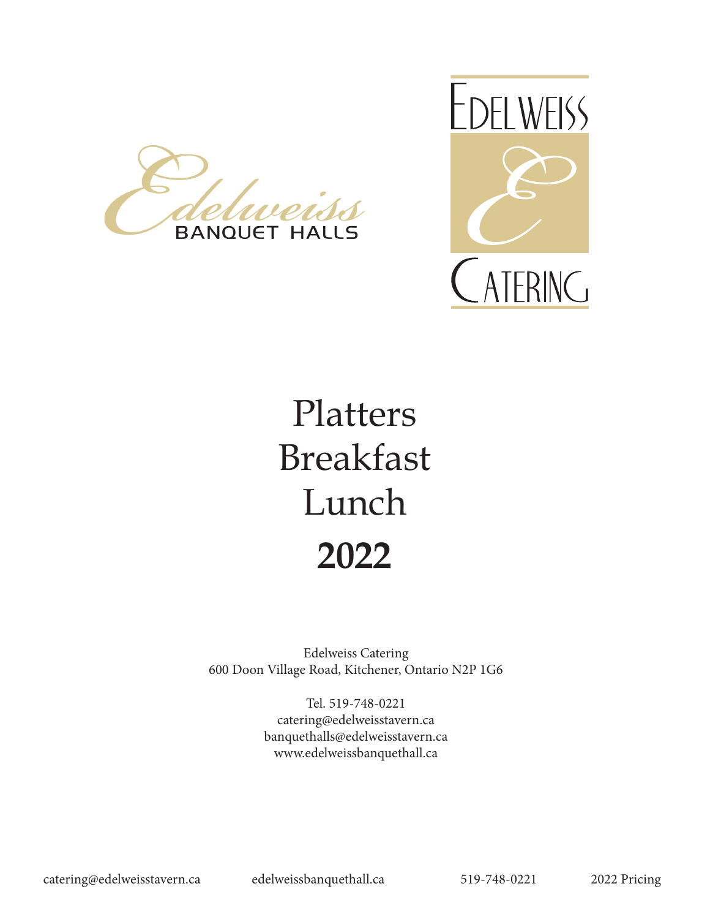Edelweiss
BANQUET HALLS

EDELWEISS
E
CATERING

# Platters
# Breakfast
# Lunch
# **2022**

Edelweiss Catering
600 Doon Village Road, Kitchener, Ontario N2P 1G6

Tel. 519-748-0221
catering@edelweisstavern.ca
banquethalls@edelweisstavern.ca
www.edelweissbanquethall.ca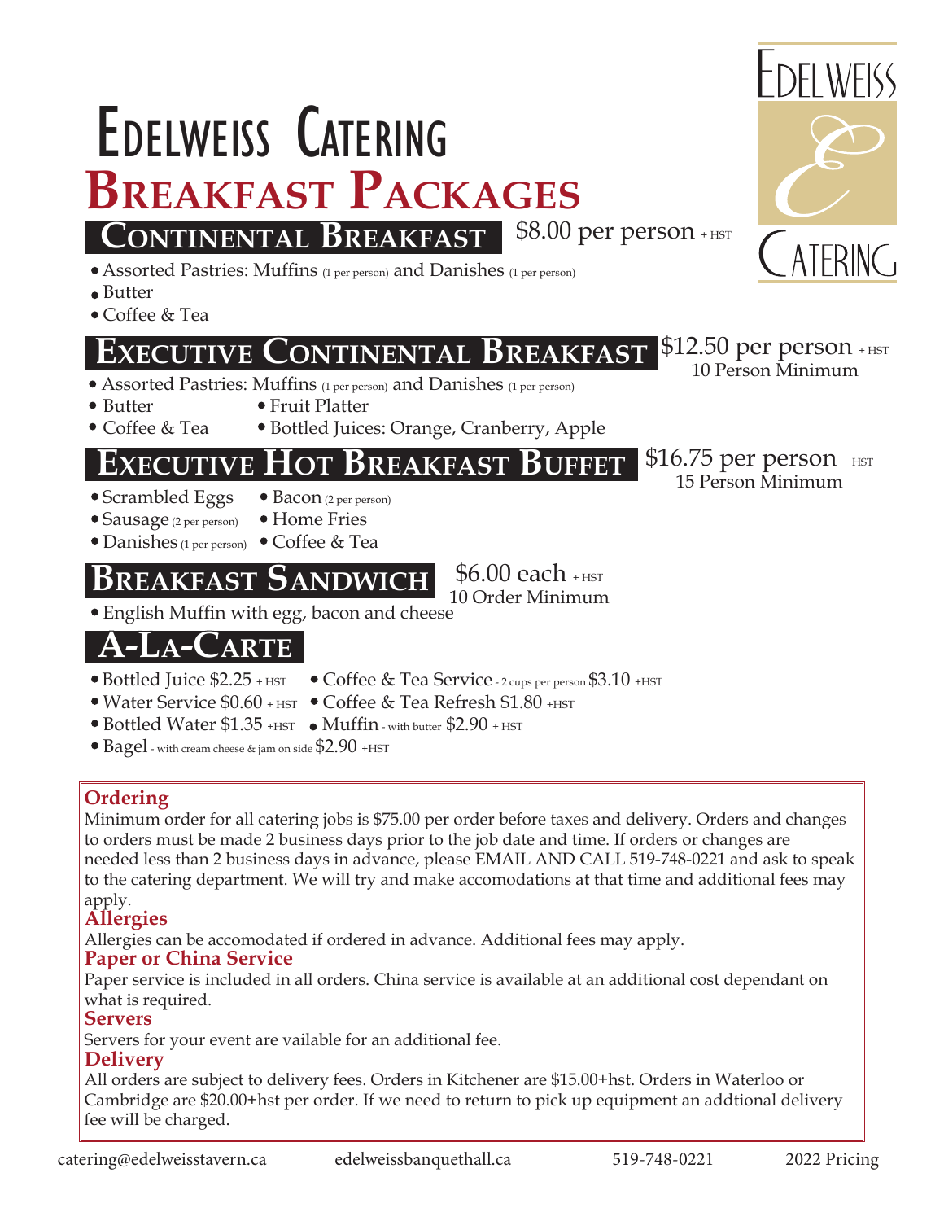# Edelweiss Catering

# Breakfast Packages

## Continental Breakfast

$8.00 per person + HST

- Assorted Pastries: Muffins (1 per person) and Danishes (1 per person)
- Butter
- Coffee & Tea

## Executive Continental Breakfast

$12.50 per person + HST
10 Person Minimum

- Assorted Pastries: Muffins (1 per person) and Danishes (1 per person)
- Butter
- Coffee & Tea
- Fruit Platter
- Bottled Juices: Orange, Cranberry, Apple

## Executive Hot Breakfast Buffet

$16.75 per person + HST
15 Person Minimum

- Scrambled Eggs
- Sausage (2 per person)
- Danishes (1 per person)
- Bacon (2 per person)
- Home Fries
- Coffee & Tea

## Breakfast Sandwich

$6.00 each + HST
10 Order Minimum

- English Muffin with egg, bacon and cheese

## A-La-Carte

- Bottled Juice $2.25 + HST
- Water Service $0.60 + HST
- Bottled Water $1.35 +HST
- Bagel - with cream cheese & jam on side $2.90 +HST
- Coffee & Tea Service - 2 cups per person $3.10 +HST
- Coffee & Tea Refresh $1.80 +HST
- Muffin - with butter $2.90 + HST

### Ordering

Minimum order for all catering jobs is $75.00 per order before taxes and delivery. Orders and changes to orders must be made 2 business days prior to the job date and time. If orders or changes are needed less than 2 business days in advance, please EMAIL AND CALL 519-748-0221 and ask to speak to the catering department. We will try and make accomodations at that time and additional fees may apply.

### Allergies

Allergies can be accomodated if ordered in advance. Additional fees may apply.

### Paper or China Service

Paper service is included in all orders. China service is available at an additional cost dependant on what is required.

### Servers

Servers for your event are vailable for an additional fee.

### Delivery

All orders are subject to delivery fees. Orders in Kitchener are $15.00+hst. Orders in Waterloo or Cambridge are $20.00+hst per order. If we need to return to pick up equipment an addtional delivery fee will be charged.

catering@edelweisstavern.ca edelweissbanquethall.ca 519-748-0221 2022 Pricing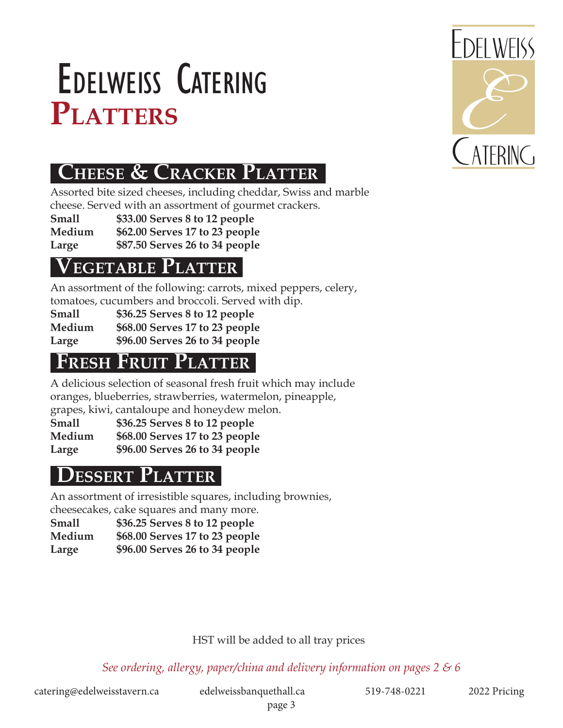# Edelweiss Catering
# Platters

## Cheese & Cracker Platter

Assorted bite sized cheeses, including cheddar, Swiss and marble cheese. Served with an assortment of gourmet crackers.

| | |
|---|---|
| **Small** | **$33.00 Serves 8 to 12 people** |
| **Medium** | **$62.00 Serves 17 to 23 people** |
| **Large** | **$87.50 Serves 26 to 34 people** |

## Vegetable Platter

An assortment of the following: carrots, mixed peppers, celery, tomatoes, cucumbers and broccoli. Served with dip.

| | |
|---|---|
| **Small** | **$36.25 Serves 8 to 12 people** |
| **Medium** | **$68.00 Serves 17 to 23 people** |
| **Large** | **$96.00 Serves 26 to 34 people** |

## Fresh Fruit Platter

A delicious selection of seasonal fresh fruit which may include oranges, blueberries, strawberries, watermelon, pineapple, grapes, kiwi, cantaloupe and honeydew melon.

| | |
|---|---|
| **Small** | **$36.25 Serves 8 to 12 people** |
| **Medium** | **$68.00 Serves 17 to 23 people** |
| **Large** | **$96.00 Serves 26 to 34 people** |

## Dessert Platter

An assortment of irresistible squares, including brownies, cheesecakes, cake squares and many more.

| | |
|---|---|
| **Small** | **$36.25 Serves 8 to 12 people** |
| **Medium** | **$68.00 Serves 17 to 23 people** |
| **Large** | **$96.00 Serves 26 to 34 people** |

HST will be added to all tray prices

*See ordering, allergy, paper/china and delivery information on pages 2 & 6*

catering@edelweisstavern.ca edelweissbanquethall.ca 519-748-0221 2022 Pricing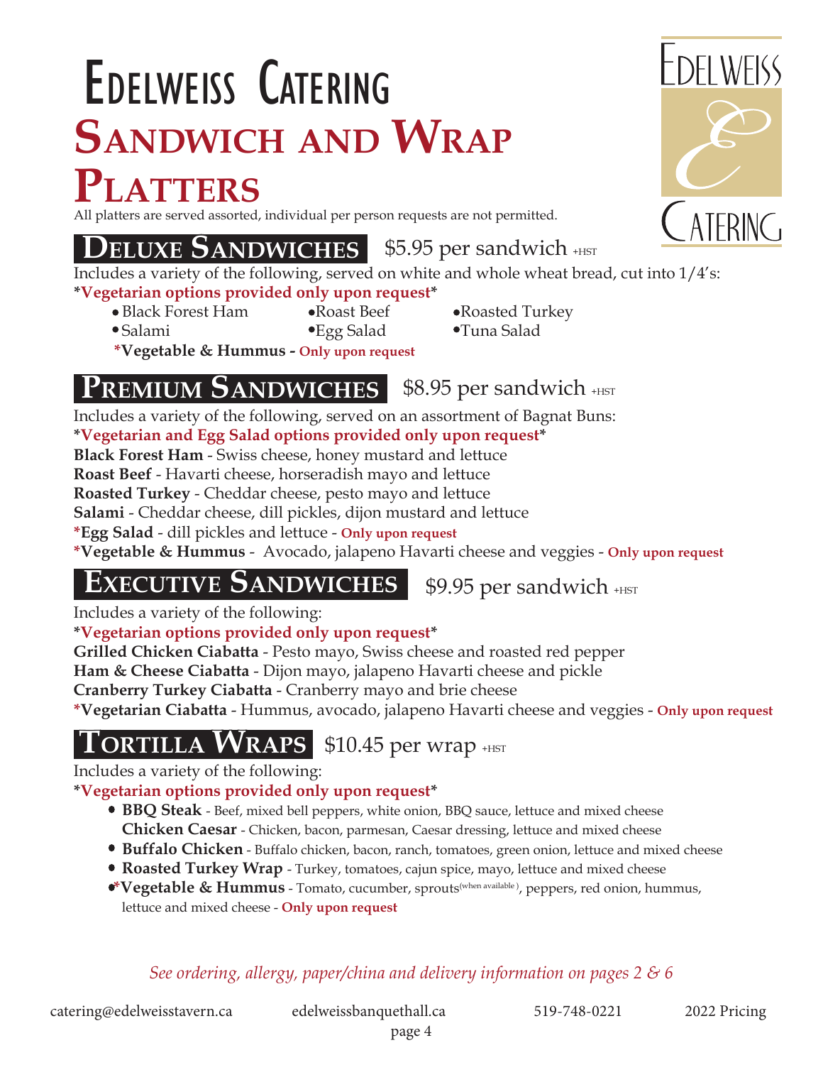# Edelweiss Catering

# Sandwich and Wrap Platters

All platters are served assorted, individual per person requests are not permitted.

## Deluxe Sandwiches

$5.95 per sandwich +HST

Includes a variety of the following, served on white and whole wheat bread, cut into 1/4's:

***Vegetarian options provided only upon request***

- Black Forest Ham
- Roast Beef
- Roasted Turkey
- Salami
- Egg Salad
- Tuna Salad

***Vegetable & Hummus - Only upon request**

## Premium Sandwiches

$8.95 per sandwich +HST

Includes a variety of the following, served on an assortment of Bagnat Buns:

***Vegetarian and Egg Salad options provided only upon request***

**Black Forest Ham** - Swiss cheese, honey mustard and lettuce

**Roast Beef** - Havarti cheese, horseradish mayo and lettuce

**Roasted Turkey** - Cheddar cheese, pesto mayo and lettuce

**Salami** - Cheddar cheese, dill pickles, dijon mustard and lettuce

***Egg Salad** - dill pickles and lettuce - **Only upon request**

***Vegetable & Hummus** - Avocado, jalapeno Havarti cheese and veggies - **Only upon request**

## Executive Sandwiches

$9.95 per sandwich +HST

Includes a variety of the following:

***Vegetarian options provided only upon request***

**Grilled Chicken Ciabatta** - Pesto mayo, Swiss cheese and roasted red pepper

**Ham & Cheese Ciabatta** - Dijon mayo, jalapeno Havarti cheese and pickle

**Cranberry Turkey Ciabatta** - Cranberry mayo and brie cheese

***Vegetarian Ciabatta** - Hummus, avocado, jalapeno Havarti cheese and veggies - **Only upon request**

## Tortilla Wraps

$10.45 per wrap +HST

Includes a variety of the following:

***Vegetarian options provided only upon request***

- **BBQ Steak** - Beef, mixed bell peppers, white onion, BBQ sauce, lettuce and mixed cheese
  **Chicken Caesar** - Chicken, bacon, parmesan, Caesar dressing, lettuce and mixed cheese
- **Buffalo Chicken** - Buffalo chicken, bacon, ranch, tomatoes, green onion, lettuce and mixed cheese
- **Roasted Turkey Wrap** - Turkey, tomatoes, cajun spice, mayo, lettuce and mixed cheese
- ***Vegetable & Hummus** - Tomato, cucumber, sprouts (when available), peppers, red onion, hummus, lettuce and mixed cheese - **Only upon request**

*See ordering, allergy, paper/china and delivery information on pages 2 & 6*

catering@edelweisstavern.ca    edelweissbanquethall.ca    519-748-0221    2022 Pricing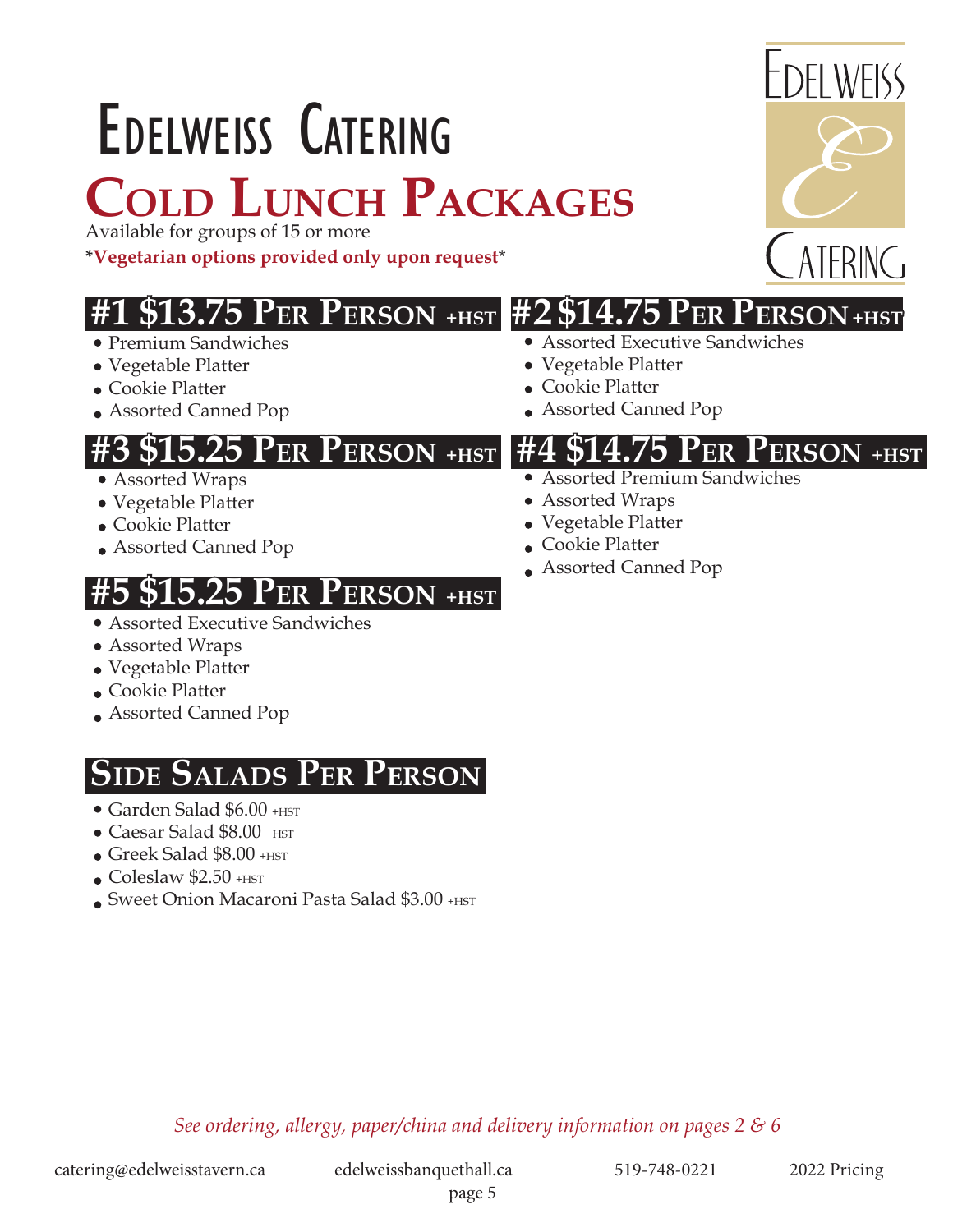# Edelweiss Catering

## Cold Lunch Packages

Available for groups of 15 or more

***Vegetarian options provided only upon request***

### #1 $13.75 Per Person +HST

- Premium Sandwiches
- Vegetable Platter
- Cookie Platter
- Assorted Canned Pop

### #2 $14.75 Per Person +HST

- Assorted Executive Sandwiches
- Vegetable Platter
- Cookie Platter
- Assorted Canned Pop

### #3 $15.25 Per Person +HST

- Assorted Wraps
- Vegetable Platter
- Cookie Platter
- Assorted Canned Pop

### #4 $14.75 Per Person +HST

- Assorted Premium Sandwiches
- Assorted Wraps
- Vegetable Platter
- Cookie Platter
- Assorted Canned Pop

### #5 $15.25 Per Person +HST

- Assorted Executive Sandwiches
- Assorted Wraps
- Vegetable Platter
- Cookie Platter
- Assorted Canned Pop

### Side Salads Per Person

- Garden Salad $6.00 +HST
- Caesar Salad $8.00 +HST
- Greek Salad $8.00 +HST
- Coleslaw $2.50 +HST
- Sweet Onion Macaroni Pasta Salad $3.00 +HST

*See ordering, allergy, paper/china and delivery information on pages 2 & 6*

catering@edelweisstavern.ca edelweissbanquethall.ca 519-748-0221 2022 Pricing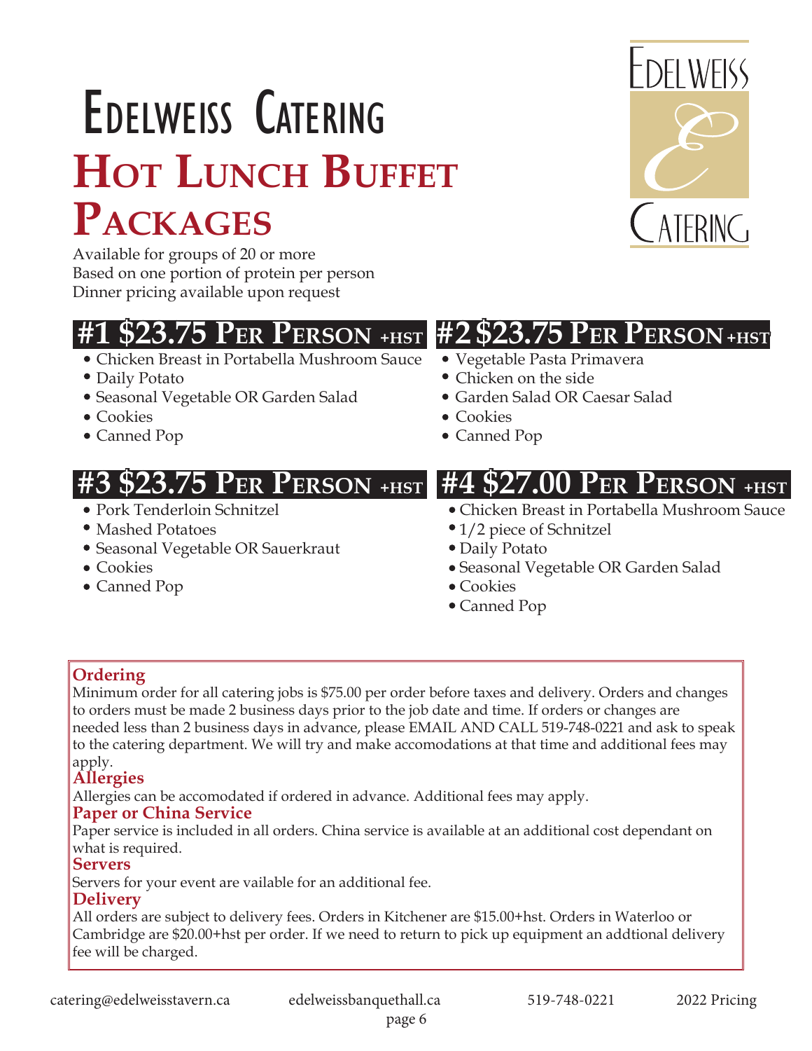# Edelweiss Catering

# Hot Lunch Buffet Packages

Available for groups of 20 or more
Based on one portion of protein per person
Dinner pricing available upon request

## #1 $23.75 Per Person +HST

- Chicken Breast in Portabella Mushroom Sauce
- Daily Potato
- Seasonal Vegetable OR Garden Salad
- Cookies
- Canned Pop

## #2 $23.75 Per Person +HST

- Vegetable Pasta Primavera
- Chicken on the side
- Garden Salad OR Caesar Salad
- Cookies
- Canned Pop

## #3 $23.75 Per Person +HST

- Pork Tenderloin Schnitzel
- Mashed Potatoes
- Seasonal Vegetable OR Sauerkraut
- Cookies
- Canned Pop

## #4 $27.00 Per Person +HST

- Chicken Breast in Portabella Mushroom Sauce
- 1/2 piece of Schnitzel
- Daily Potato
- Seasonal Vegetable OR Garden Salad
- Cookies
- Canned Pop

### Ordering

Minimum order for all catering jobs is $75.00 per order before taxes and delivery. Orders and changes to orders must be made 2 business days prior to the job date and time. If orders or changes are needed less than 2 business days in advance, please EMAIL AND CALL 519-748-0221 and ask to speak to the catering department. We will try and make accomodations at that time and additional fees may apply.

### Allergies

Allergies can be accomodated if ordered in advance. Additional fees may apply.

### Paper or China Service

Paper service is included in all orders. China service is available at an additional cost dependant on what is required.

### Servers

Servers for your event are vailable for an additional fee.

### Delivery

All orders are subject to delivery fees. Orders in Kitchener are $15.00+hst. Orders in Waterloo or Cambridge are $20.00+hst per order. If we need to return to pick up equipment an addtional delivery fee will be charged.

catering@edelweisstavern.ca edelweissbanquethall.ca 519-748-0221 2022 Pricing